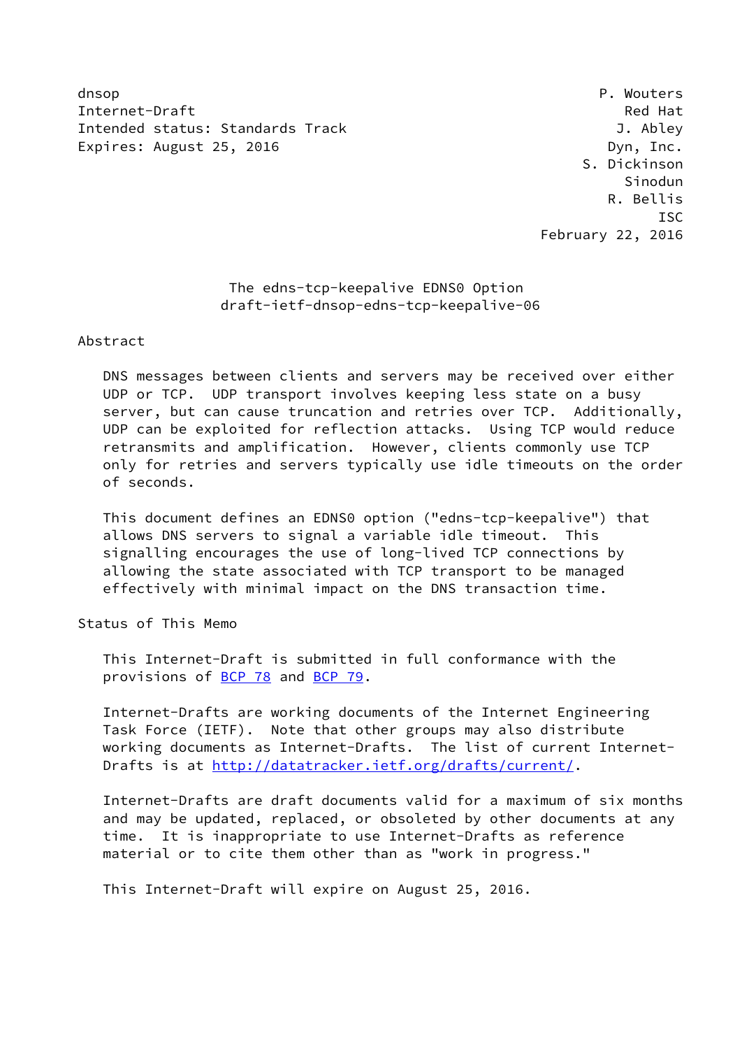dnsop P. Wouters
Internet-Draft Red Hat
Intended status: Standards Track J. Abley
Expires: August 25, 2016 Dyn, Inc.
S. Dickinson
Sinodun
R. Bellis
ISC
February 22, 2016

# The edns-tcp-keepalive EDNS0 Option
## draft-ietf-dnsop-edns-tcp-keepalive-06

## Abstract

DNS messages between clients and servers may be received over either UDP or TCP. UDP transport involves keeping less state on a busy server, but can cause truncation and retries over TCP. Additionally, UDP can be exploited for reflection attacks. Using TCP would reduce retransmits and amplification. However, clients commonly use TCP only for retries and servers typically use idle timeouts on the order of seconds.

This document defines an EDNS0 option ("edns-tcp-keepalive") that allows DNS servers to signal a variable idle timeout. This signalling encourages the use of long-lived TCP connections by allowing the state associated with TCP transport to be managed effectively with minimal impact on the DNS transaction time.

## Status of This Memo

This Internet-Draft is submitted in full conformance with the provisions of BCP 78 and BCP 79.

Internet-Drafts are working documents of the Internet Engineering Task Force (IETF). Note that other groups may also distribute working documents as Internet-Drafts. The list of current Internet-Drafts is at http://datatracker.ietf.org/drafts/current/.

Internet-Drafts are draft documents valid for a maximum of six months and may be updated, replaced, or obsoleted by other documents at any time. It is inappropriate to use Internet-Drafts as reference material or to cite them other than as "work in progress."

This Internet-Draft will expire on August 25, 2016.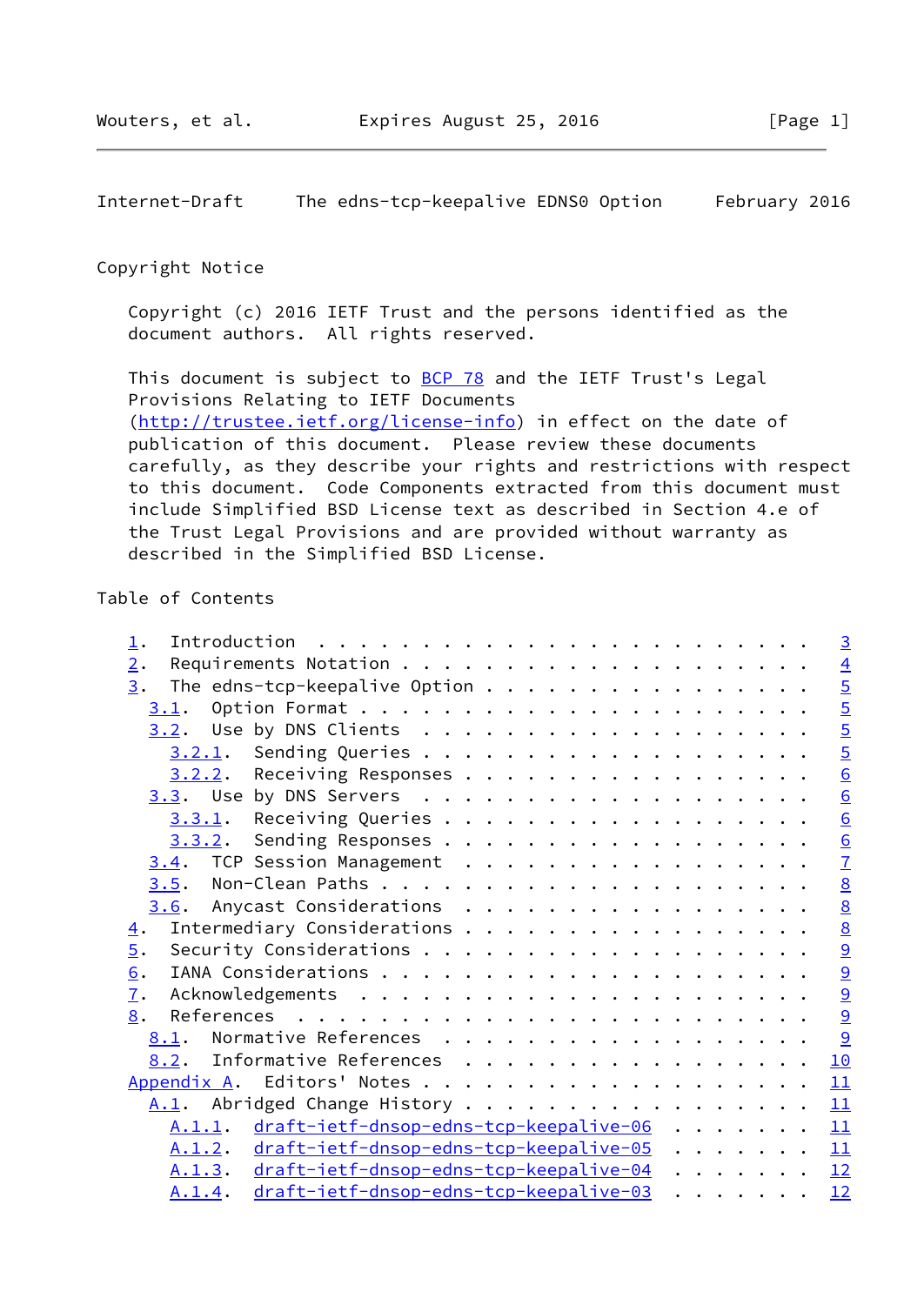## Copyright Notice

Copyright (c) 2016 IETF Trust and the persons identified as the document authors. All rights reserved.

This document is subject to BCP 78 and the IETF Trust's Legal Provisions Relating to IETF Documents (http://trustee.ietf.org/license-info) in effect on the date of publication of this document. Please review these documents carefully, as they describe your rights and restrictions with respect to this document. Code Components extracted from this document must include Simplified BSD License text as described in Section 4.e of the Trust Legal Provisions and are provided without warranty as described in the Simplified BSD License.

## Table of Contents

```
   1.  Introduction . . . . . . . . . . . . . . . . . . . . . . . .   3
   2.  Requirements Notation  . . . . . . . . . . . . . . . . . . .   4
   3.  The edns-tcp-keepalive Option  . . . . . . . . . . . . . . .   5
     3.1.  Option Format  . . . . . . . . . . . . . . . . . . . . .   5
     3.2.  Use by DNS Clients . . . . . . . . . . . . . . . . . . .   5
       3.2.1.  Sending Queries  . . . . . . . . . . . . . . . . . .   5
       3.2.2.  Receiving Responses  . . . . . . . . . . . . . . . .   6
     3.3.  Use by DNS Servers . . . . . . . . . . . . . . . . . . .   6
       3.3.1.  Receiving Queries  . . . . . . . . . . . . . . . . .   6
       3.3.2.  Sending Responses  . . . . . . . . . . . . . . . . .   6
     3.4.  TCP Session Management . . . . . . . . . . . . . . . . .   7
     3.5.  Non-Clean Paths  . . . . . . . . . . . . . . . . . . . .   8
     3.6.  Anycast Considerations . . . . . . . . . . . . . . . . .   8
   4.  Intermediary Considerations  . . . . . . . . . . . . . . . .   8
   5.  Security Considerations  . . . . . . . . . . . . . . . . . .   9
   6.  IANA Considerations  . . . . . . . . . . . . . . . . . . . .   9
   7.  Acknowledgements . . . . . . . . . . . . . . . . . . . . . .   9
   8.  References . . . . . . . . . . . . . . . . . . . . . . . . .   9
     8.1.  Normative References . . . . . . . . . . . . . . . . . .   9
     8.2.  Informative References . . . . . . . . . . . . . . . . .  10
   Appendix A.  Editors' Notes  . . . . . . . . . . . . . . . . . .  11
     A.1.  Abridged Change History  . . . . . . . . . . . . . . . .  11
       A.1.1.  draft-ietf-dnsop-edns-tcp-keepalive-06 . . . . . . .  11
       A.1.2.  draft-ietf-dnsop-edns-tcp-keepalive-05 . . . . . . .  11
       A.1.3.  draft-ietf-dnsop-edns-tcp-keepalive-04 . . . . . . .  12
       A.1.4.  draft-ietf-dnsop-edns-tcp-keepalive-03 . . . . . . .  12
```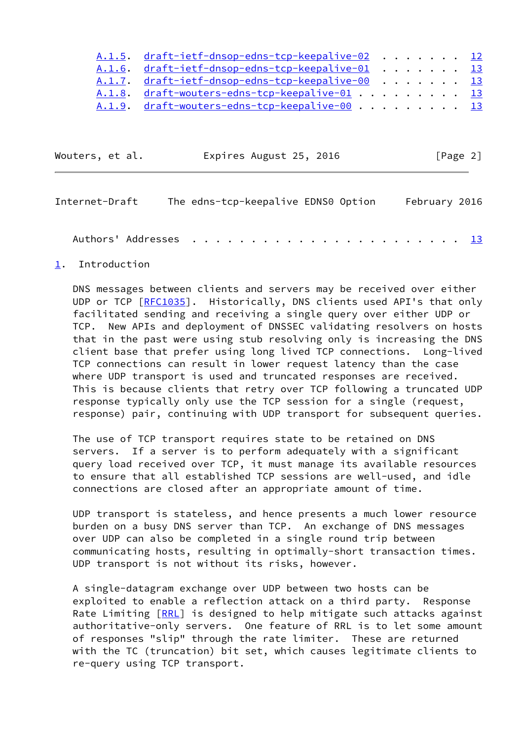A.1.5. draft-ietf-dnsop-edns-tcp-keepalive-02 . . . . . . . 12
A.1.6. draft-ietf-dnsop-edns-tcp-keepalive-01 . . . . . . . 13
A.1.7. draft-ietf-dnsop-edns-tcp-keepalive-00 . . . . . . . 13
A.1.8. draft-wouters-edns-tcp-keepalive-01 . . . . . . . . . 13
A.1.9. draft-wouters-edns-tcp-keepalive-00 . . . . . . . . . 13

Authors' Addresses . . . . . . . . . . . . . . . . . . . . . . . 13

## 1. Introduction

DNS messages between clients and servers may be received over either UDP or TCP [RFC1035]. Historically, DNS clients used API's that only facilitated sending and receiving a single query over either UDP or TCP. New APIs and deployment of DNSSEC validating resolvers on hosts that in the past were using stub resolving only is increasing the DNS client base that prefer using long lived TCP connections. Long-lived TCP connections can result in lower request latency than the case where UDP transport is used and truncated responses are received. This is because clients that retry over TCP following a truncated UDP response typically only use the TCP session for a single (request, response) pair, continuing with UDP transport for subsequent queries.

The use of TCP transport requires state to be retained on DNS servers. If a server is to perform adequately with a significant query load received over TCP, it must manage its available resources to ensure that all established TCP sessions are well-used, and idle connections are closed after an appropriate amount of time.

UDP transport is stateless, and hence presents a much lower resource burden on a busy DNS server than TCP. An exchange of DNS messages over UDP can also be completed in a single round trip between communicating hosts, resulting in optimally-short transaction times. UDP transport is not without its risks, however.

A single-datagram exchange over UDP between two hosts can be exploited to enable a reflection attack on a third party. Response Rate Limiting [RRL] is designed to help mitigate such attacks against authoritative-only servers. One feature of RRL is to let some amount of responses "slip" through the rate limiter. These are returned with the TC (truncation) bit set, which causes legitimate clients to re-query using TCP transport.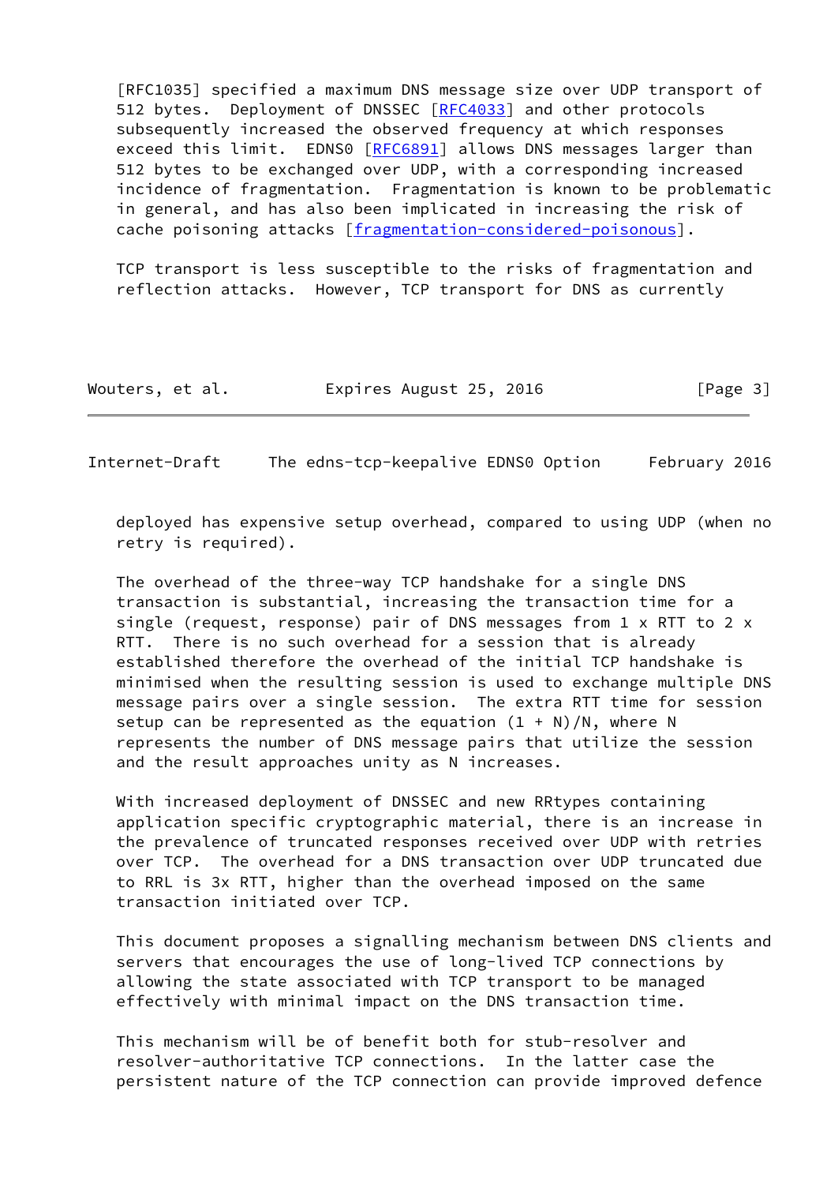[RFC1035] specified a maximum DNS message size over UDP transport of 512 bytes. Deployment of DNSSEC [RFC4033] and other protocols subsequently increased the observed frequency at which responses exceed this limit. EDNS0 [RFC6891] allows DNS messages larger than 512 bytes to be exchanged over UDP, with a corresponding increased incidence of fragmentation. Fragmentation is known to be problematic in general, and has also been implicated in increasing the risk of cache poisoning attacks [fragmentation-considered-poisonous].

TCP transport is less susceptible to the risks of fragmentation and reflection attacks. However, TCP transport for DNS as currently deployed has expensive setup overhead, compared to using UDP (when no retry is required).

The overhead of the three-way TCP handshake for a single DNS transaction is substantial, increasing the transaction time for a single (request, response) pair of DNS messages from 1 x RTT to 2 x RTT. There is no such overhead for a session that is already established therefore the overhead of the initial TCP handshake is minimised when the resulting session is used to exchange multiple DNS message pairs over a single session. The extra RTT time for session setup can be represented as the equation $(1 + N)/N$, where N represents the number of DNS message pairs that utilize the session and the result approaches unity as N increases.

With increased deployment of DNSSEC and new RRtypes containing application specific cryptographic material, there is an increase in the prevalence of truncated responses received over UDP with retries over TCP. The overhead for a DNS transaction over UDP truncated due to RRL is 3x RTT, higher than the overhead imposed on the same transaction initiated over TCP.

This document proposes a signalling mechanism between DNS clients and servers that encourages the use of long-lived TCP connections by allowing the state associated with TCP transport to be managed effectively with minimal impact on the DNS transaction time.

This mechanism will be of benefit both for stub-resolver and resolver-authoritative TCP connections. In the latter case the persistent nature of the TCP connection can provide improved defence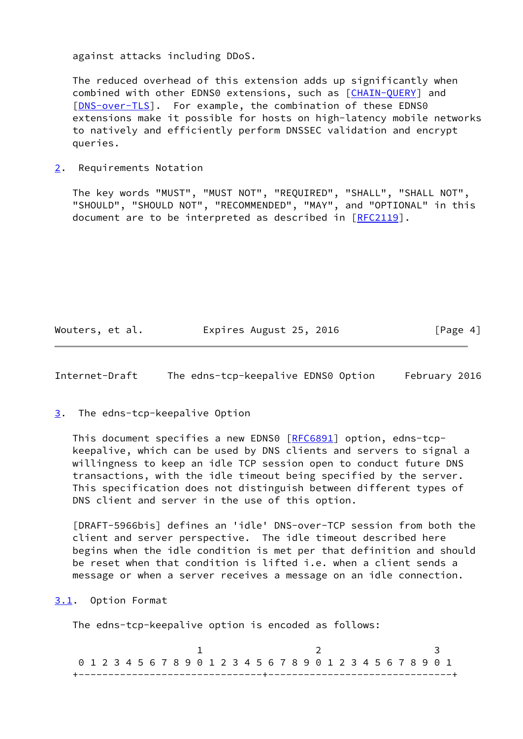against attacks including DDoS.

The reduced overhead of this extension adds up significantly when combined with other EDNS0 extensions, such as [CHAIN-QUERY] and [DNS-over-TLS]. For example, the combination of these EDNS0 extensions make it possible for hosts on high-latency mobile networks to natively and efficiently perform DNSSEC validation and encrypt queries.

## 2. Requirements Notation

The key words "MUST", "MUST NOT", "REQUIRED", "SHALL", "SHALL NOT", "SHOULD", "SHOULD NOT", "RECOMMENDED", "MAY", and "OPTIONAL" in this document are to be interpreted as described in [RFC2119].

## 3. The edns-tcp-keepalive Option

This document specifies a new EDNS0 [RFC6891] option, edns-tcp-keepalive, which can be used by DNS clients and servers to signal a willingness to keep an idle TCP session open to conduct future DNS transactions, with the idle timeout being specified by the server. This specification does not distinguish between different types of DNS client and server in the use of this option.

[DRAFT-5966bis] defines an 'idle' DNS-over-TCP session from both the client and server perspective. The idle timeout described here begins when the idle condition is met per that definition and should be reset when that condition is lifted i.e. when a client sends a message or when a server receives a message on an idle connection.

### 3.1. Option Format

The edns-tcp-keepalive option is encoded as follows:

```
                     1                   2                   3
 0 1 2 3 4 5 6 7 8 9 0 1 2 3 4 5 6 7 8 9 0 1 2 3 4 5 6 7 8 9 0 1
+-------------------------------+-------------------------------+
```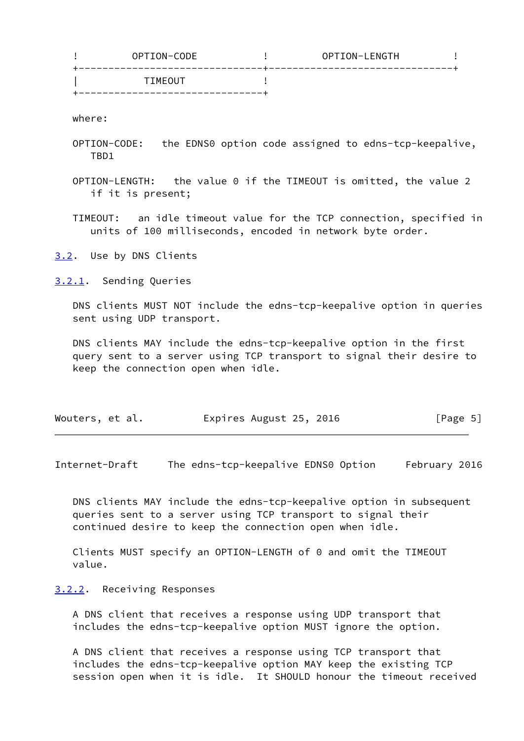```
!         OPTION-CODE          !         OPTION-LENGTH         !
+-------------------------------+-------------------------------+
|           TIMEOUT             !
+-------------------------------+
```

where:

OPTION-CODE: the EDNS0 option code assigned to edns-tcp-keepalive, TBD1

OPTION-LENGTH: the value 0 if the TIMEOUT is omitted, the value 2 if it is present;

TIMEOUT: an idle timeout value for the TCP connection, specified in units of 100 milliseconds, encoded in network byte order.

### 3.2. Use by DNS Clients

#### 3.2.1. Sending Queries

DNS clients MUST NOT include the edns-tcp-keepalive option in queries sent using UDP transport.

DNS clients MAY include the edns-tcp-keepalive option in the first query sent to a server using TCP transport to signal their desire to keep the connection open when idle.

DNS clients MAY include the edns-tcp-keepalive option in subsequent queries sent to a server using TCP transport to signal their continued desire to keep the connection open when idle.

Clients MUST specify an OPTION-LENGTH of 0 and omit the TIMEOUT value.

#### 3.2.2. Receiving Responses

A DNS client that receives a response using UDP transport that includes the edns-tcp-keepalive option MUST ignore the option.

A DNS client that receives a response using TCP transport that includes the edns-tcp-keepalive option MAY keep the existing TCP session open when it is idle. It SHOULD honour the timeout received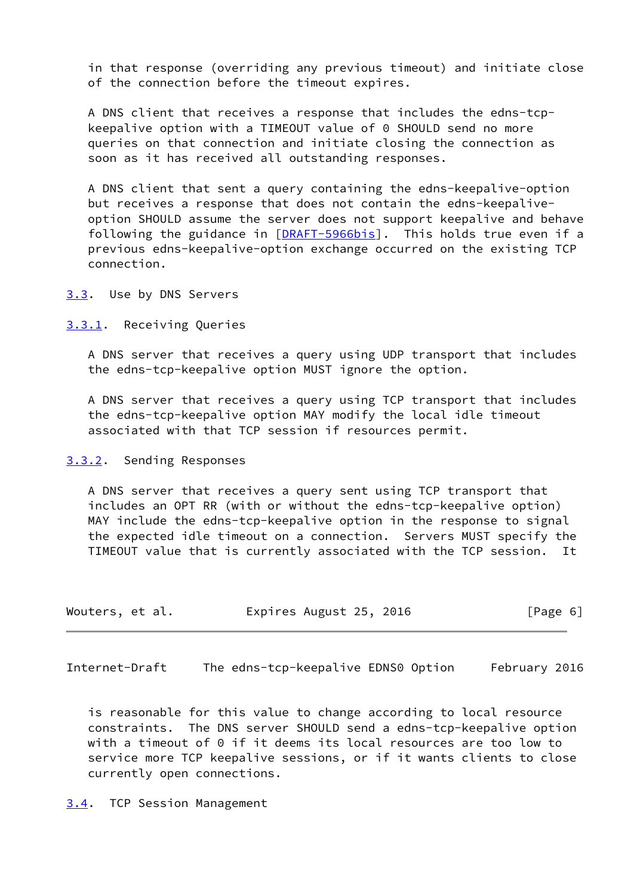in that response (overriding any previous timeout) and initiate close of the connection before the timeout expires.

A DNS client that receives a response that includes the edns-tcp-keepalive option with a TIMEOUT value of 0 SHOULD send no more queries on that connection and initiate closing the connection as soon as it has received all outstanding responses.

A DNS client that sent a query containing the edns-keepalive-option but receives a response that does not contain the edns-keepalive-option SHOULD assume the server does not support keepalive and behave following the guidance in [DRAFT-5966bis]. This holds true even if a previous edns-keepalive-option exchange occurred on the existing TCP connection.

### 3.3. Use by DNS Servers

#### 3.3.1. Receiving Queries

A DNS server that receives a query using UDP transport that includes the edns-tcp-keepalive option MUST ignore the option.

A DNS server that receives a query using TCP transport that includes the edns-tcp-keepalive option MAY modify the local idle timeout associated with that TCP session if resources permit.

#### 3.3.2. Sending Responses

A DNS server that receives a query sent using TCP transport that includes an OPT RR (with or without the edns-tcp-keepalive option) MAY include the edns-tcp-keepalive option in the response to signal the expected idle timeout on a connection. Servers MUST specify the TIMEOUT value that is currently associated with the TCP session. It is reasonable for this value to change according to local resource constraints. The DNS server SHOULD send a edns-tcp-keepalive option with a timeout of 0 if it deems its local resources are too low to service more TCP keepalive sessions, or if it wants clients to close currently open connections.

### 3.4. TCP Session Management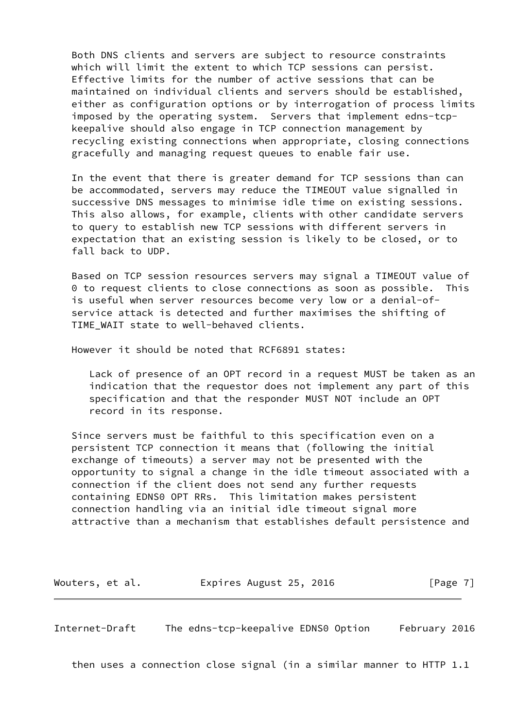Both DNS clients and servers are subject to resource constraints which will limit the extent to which TCP sessions can persist. Effective limits for the number of active sessions that can be maintained on individual clients and servers should be established, either as configuration options or by interrogation of process limits imposed by the operating system. Servers that implement edns-tcp-keepalive should also engage in TCP connection management by recycling existing connections when appropriate, closing connections gracefully and managing request queues to enable fair use.

In the event that there is greater demand for TCP sessions than can be accommodated, servers may reduce the TIMEOUT value signalled in successive DNS messages to minimise idle time on existing sessions. This also allows, for example, clients with other candidate servers to query to establish new TCP sessions with different servers in expectation that an existing session is likely to be closed, or to fall back to UDP.

Based on TCP session resources servers may signal a TIMEOUT value of 0 to request clients to close connections as soon as possible. This is useful when server resources become very low or a denial-of-service attack is detected and further maximises the shifting of TIME_WAIT state to well-behaved clients.

However it should be noted that RCF6891 states:

> Lack of presence of an OPT record in a request MUST be taken as an indication that the requestor does not implement any part of this specification and that the responder MUST NOT include an OPT record in its response.

Since servers must be faithful to this specification even on a persistent TCP connection it means that (following the initial exchange of timeouts) a server may not be presented with the opportunity to signal a change in the idle timeout associated with a connection if the client does not send any further requests containing EDNS0 OPT RRs. This limitation makes persistent connection handling via an initial idle timeout signal more attractive than a mechanism that establishes default persistence and then uses a connection close signal (in a similar manner to HTTP 1.1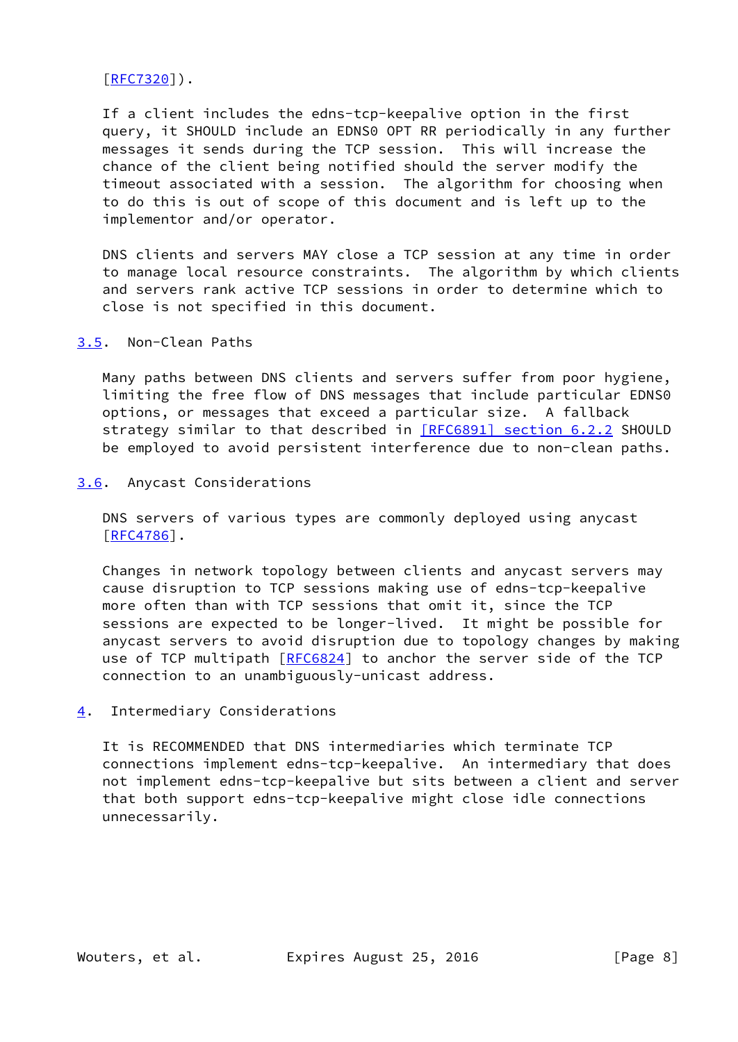[RFC7320]).

If a client includes the edns-tcp-keepalive option in the first query, it SHOULD include an EDNS0 OPT RR periodically in any further messages it sends during the TCP session. This will increase the chance of the client being notified should the server modify the timeout associated with a session. The algorithm for choosing when to do this is out of scope of this document and is left up to the implementor and/or operator.

DNS clients and servers MAY close a TCP session at any time in order to manage local resource constraints. The algorithm by which clients and servers rank active TCP sessions in order to determine which to close is not specified in this document.

### 3.5. Non-Clean Paths

Many paths between DNS clients and servers suffer from poor hygiene, limiting the free flow of DNS messages that include particular EDNS0 options, or messages that exceed a particular size. A fallback strategy similar to that described in [RFC6891] section 6.2.2 SHOULD be employed to avoid persistent interference due to non-clean paths.

### 3.6. Anycast Considerations

DNS servers of various types are commonly deployed using anycast [RFC4786].

Changes in network topology between clients and anycast servers may cause disruption to TCP sessions making use of edns-tcp-keepalive more often than with TCP sessions that omit it, since the TCP sessions are expected to be longer-lived. It might be possible for anycast servers to avoid disruption due to topology changes by making use of TCP multipath [RFC6824] to anchor the server side of the TCP connection to an unambiguously-unicast address.

## 4. Intermediary Considerations

It is RECOMMENDED that DNS intermediaries which terminate TCP connections implement edns-tcp-keepalive. An intermediary that does not implement edns-tcp-keepalive but sits between a client and server that both support edns-tcp-keepalive might close idle connections unnecessarily.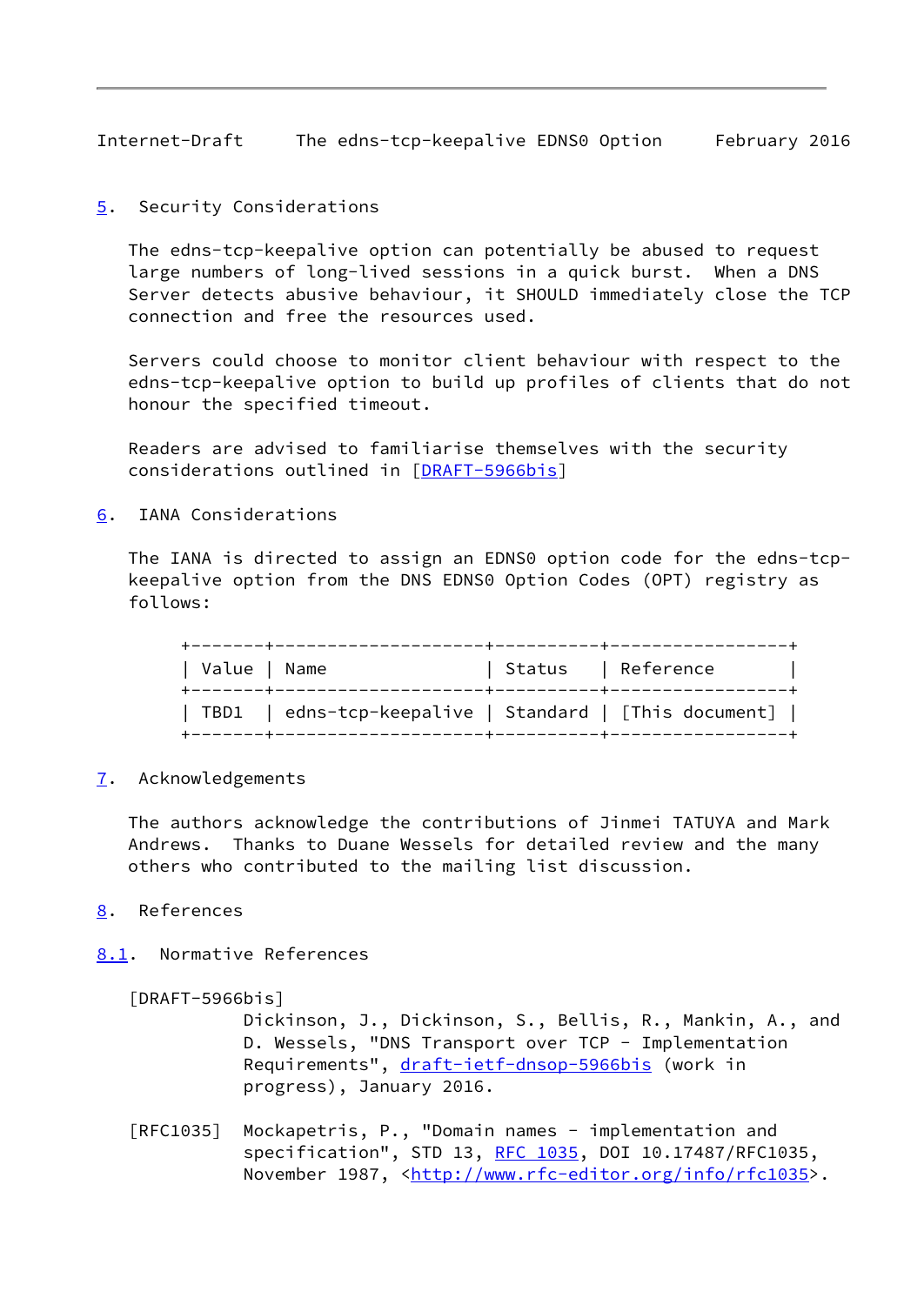## 5. Security Considerations

The edns-tcp-keepalive option can potentially be abused to request large numbers of long-lived sessions in a quick burst. When a DNS Server detects abusive behaviour, it SHOULD immediately close the TCP connection and free the resources used.

Servers could choose to monitor client behaviour with respect to the edns-tcp-keepalive option to build up profiles of clients that do not honour the specified timeout.

Readers are advised to familiarise themselves with the security considerations outlined in [DRAFT-5966bis]

## 6. IANA Considerations

The IANA is directed to assign an EDNS0 option code for the edns-tcp-keepalive option from the DNS EDNS0 Option Codes (OPT) registry as follows:

| Value | Name | Status | Reference |
|---|---|---|---|
| TBD1 | edns-tcp-keepalive | Standard | [This document] |

## 7. Acknowledgements

The authors acknowledge the contributions of Jinmei TATUYA and Mark Andrews. Thanks to Duane Wessels for detailed review and the many others who contributed to the mailing list discussion.

## 8. References

### 8.1. Normative References

[DRAFT-5966bis]
Dickinson, J., Dickinson, S., Bellis, R., Mankin, A., and D. Wessels, "DNS Transport over TCP - Implementation Requirements", draft-ietf-dnsop-5966bis (work in progress), January 2016.

[RFC1035] Mockapetris, P., "Domain names - implementation and specification", STD 13, RFC 1035, DOI 10.17487/RFC1035, November 1987, <http://www.rfc-editor.org/info/rfc1035>.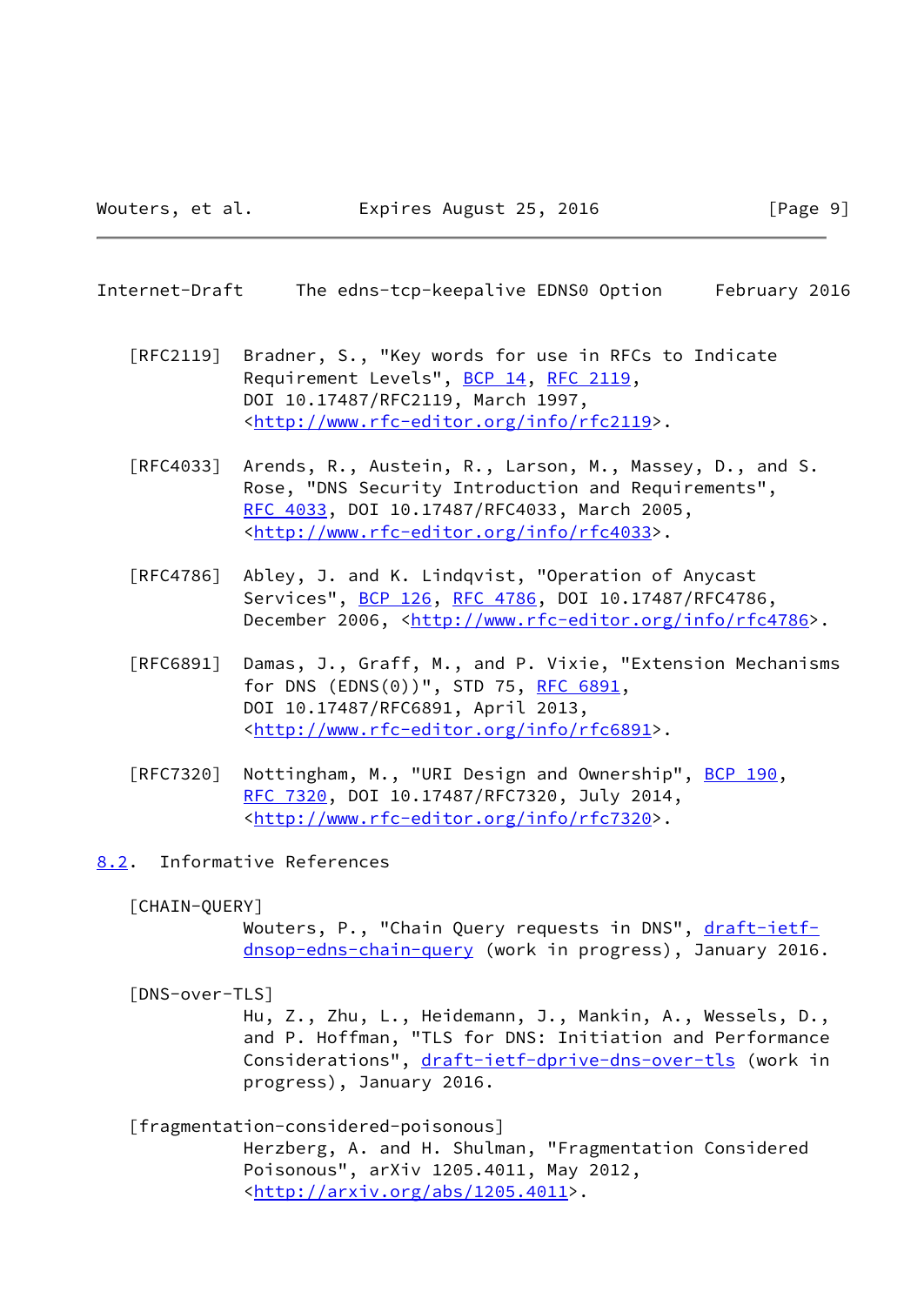[RFC2119] Bradner, S., "Key words for use in RFCs to Indicate Requirement Levels", BCP 14, RFC 2119, DOI 10.17487/RFC2119, March 1997, <http://www.rfc-editor.org/info/rfc2119>.

[RFC4033] Arends, R., Austein, R., Larson, M., Massey, D., and S. Rose, "DNS Security Introduction and Requirements", RFC 4033, DOI 10.17487/RFC4033, March 2005, <http://www.rfc-editor.org/info/rfc4033>.

[RFC4786] Abley, J. and K. Lindqvist, "Operation of Anycast Services", BCP 126, RFC 4786, DOI 10.17487/RFC4786, December 2006, <http://www.rfc-editor.org/info/rfc4786>.

[RFC6891] Damas, J., Graff, M., and P. Vixie, "Extension Mechanisms for DNS (EDNS(0))", STD 75, RFC 6891, DOI 10.17487/RFC6891, April 2013, <http://www.rfc-editor.org/info/rfc6891>.

[RFC7320] Nottingham, M., "URI Design and Ownership", BCP 190, RFC 7320, DOI 10.17487/RFC7320, July 2014, <http://www.rfc-editor.org/info/rfc7320>.

## 8.2. Informative References

[CHAIN-QUERY]
Wouters, P., "Chain Query requests in DNS", draft-ietf-dnsop-edns-chain-query (work in progress), January 2016.

[DNS-over-TLS]
Hu, Z., Zhu, L., Heidemann, J., Mankin, A., Wessels, D., and P. Hoffman, "TLS for DNS: Initiation and Performance Considerations", draft-ietf-dprive-dns-over-tls (work in progress), January 2016.

[fragmentation-considered-poisonous]
Herzberg, A. and H. Shulman, "Fragmentation Considered Poisonous", arXiv 1205.4011, May 2012, <http://arxiv.org/abs/1205.4011>.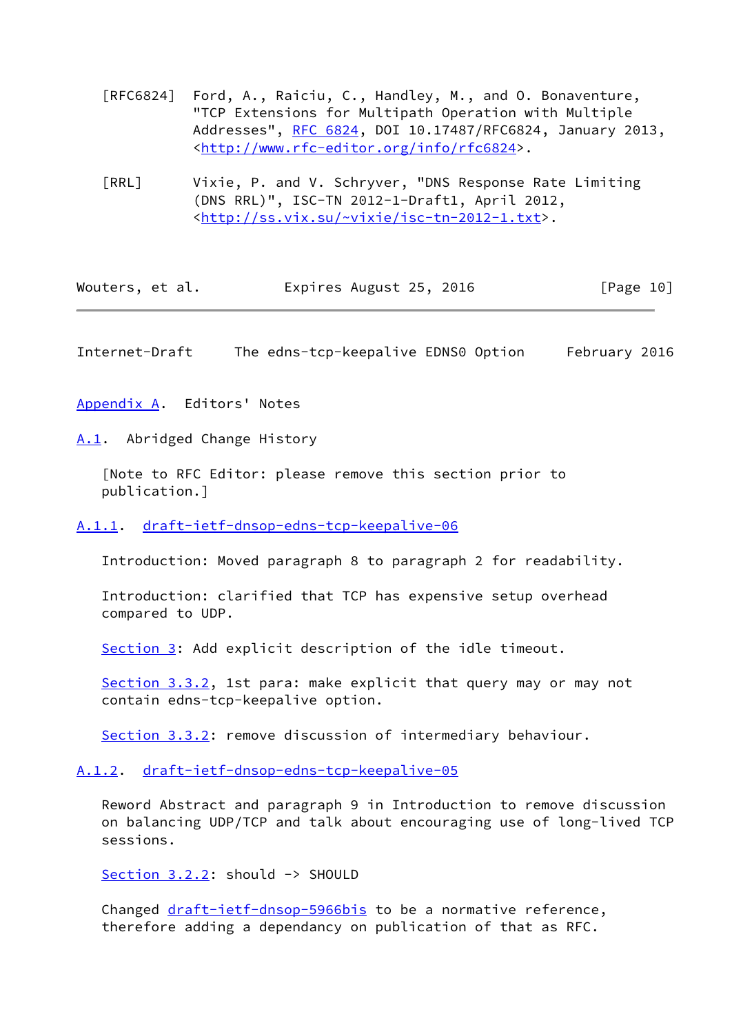[RFC6824] Ford, A., Raiciu, C., Handley, M., and O. Bonaventure, "TCP Extensions for Multipath Operation with Multiple Addresses", RFC 6824, DOI 10.17487/RFC6824, January 2013, <http://www.rfc-editor.org/info/rfc6824>.

[RRL] Vixie, P. and V. Schryver, "DNS Response Rate Limiting (DNS RRL)", ISC-TN 2012-1-Draft1, April 2012, <http://ss.vix.su/~vixie/isc-tn-2012-1.txt>.

# Appendix A. Editors' Notes

## A.1. Abridged Change History

[Note to RFC Editor: please remove this section prior to publication.]

### A.1.1. draft-ietf-dnsop-edns-tcp-keepalive-06

Introduction: Moved paragraph 8 to paragraph 2 for readability.

Introduction: clarified that TCP has expensive setup overhead compared to UDP.

Section 3: Add explicit description of the idle timeout.

Section 3.3.2, 1st para: make explicit that query may or may not contain edns-tcp-keepalive option.

Section 3.3.2: remove discussion of intermediary behaviour.

### A.1.2. draft-ietf-dnsop-edns-tcp-keepalive-05

Reword Abstract and paragraph 9 in Introduction to remove discussion on balancing UDP/TCP and talk about encouraging use of long-lived TCP sessions.

Section 3.2.2: should -> SHOULD

Changed draft-ietf-dnsop-5966bis to be a normative reference, therefore adding a dependancy on publication of that as RFC.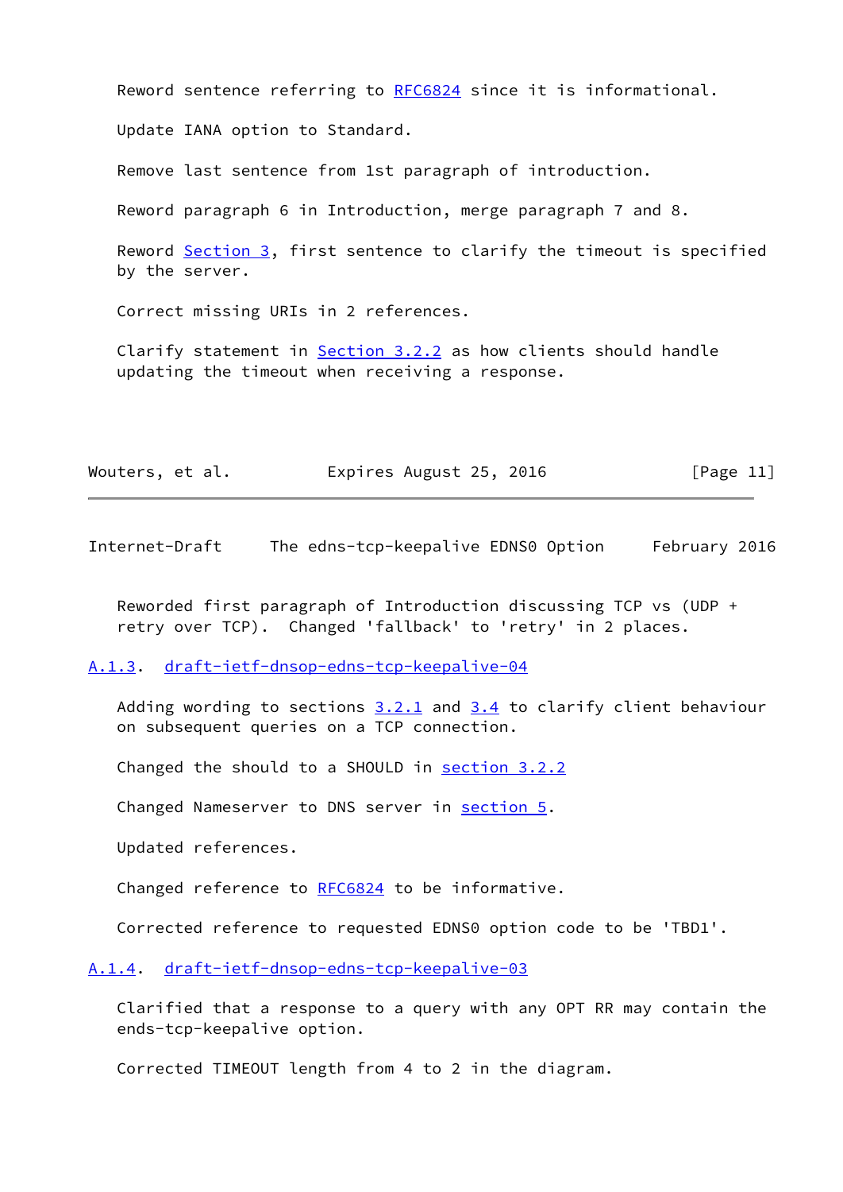Reword sentence referring to RFC6824 since it is informational.

Update IANA option to Standard.

Remove last sentence from 1st paragraph of introduction.

Reword paragraph 6 in Introduction, merge paragraph 7 and 8.

Reword Section 3, first sentence to clarify the timeout is specified by the server.

Correct missing URIs in 2 references.

Clarify statement in Section 3.2.2 as how clients should handle updating the timeout when receiving a response.

Reworded first paragraph of Introduction discussing TCP vs (UDP + retry over TCP). Changed 'fallback' to 'retry' in 2 places.

### A.1.3. draft-ietf-dnsop-edns-tcp-keepalive-04

Adding wording to sections 3.2.1 and 3.4 to clarify client behaviour on subsequent queries on a TCP connection.

Changed the should to a SHOULD in section 3.2.2

Changed Nameserver to DNS server in section 5.

Updated references.

Changed reference to RFC6824 to be informative.

Corrected reference to requested EDNS0 option code to be 'TBD1'.

### A.1.4. draft-ietf-dnsop-edns-tcp-keepalive-03

Clarified that a response to a query with any OPT RR may contain the ends-tcp-keepalive option.

Corrected TIMEOUT length from 4 to 2 in the diagram.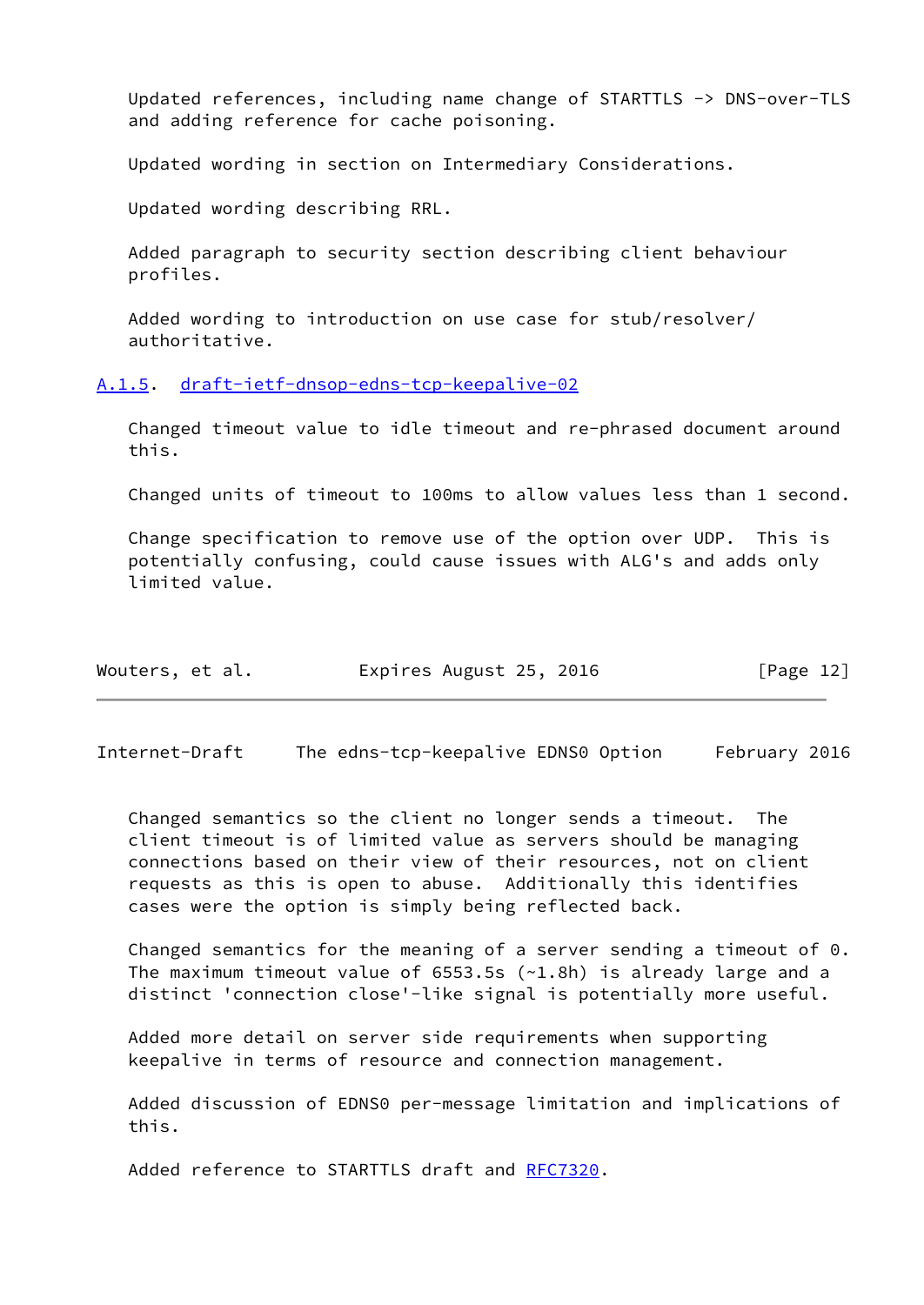Updated references, including name change of STARTTLS -> DNS-over-TLS and adding reference for cache poisoning.

Updated wording in section on Intermediary Considerations.

Updated wording describing RRL.

Added paragraph to security section describing client behaviour profiles.

Added wording to introduction on use case for stub/resolver/ authoritative.

### A.1.5. draft-ietf-dnsop-edns-tcp-keepalive-02

Changed timeout value to idle timeout and re-phrased document around this.

Changed units of timeout to 100ms to allow values less than 1 second.

Change specification to remove use of the option over UDP. This is potentially confusing, could cause issues with ALG's and adds only limited value.

Changed semantics so the client no longer sends a timeout. The client timeout is of limited value as servers should be managing connections based on their view of their resources, not on client requests as this is open to abuse. Additionally this identifies cases were the option is simply being reflected back.

Changed semantics for the meaning of a server sending a timeout of 0. The maximum timeout value of 6553.5s (~1.8h) is already large and a distinct 'connection close'-like signal is potentially more useful.

Added more detail on server side requirements when supporting keepalive in terms of resource and connection management.

Added discussion of EDNS0 per-message limitation and implications of this.

Added reference to STARTTLS draft and RFC7320.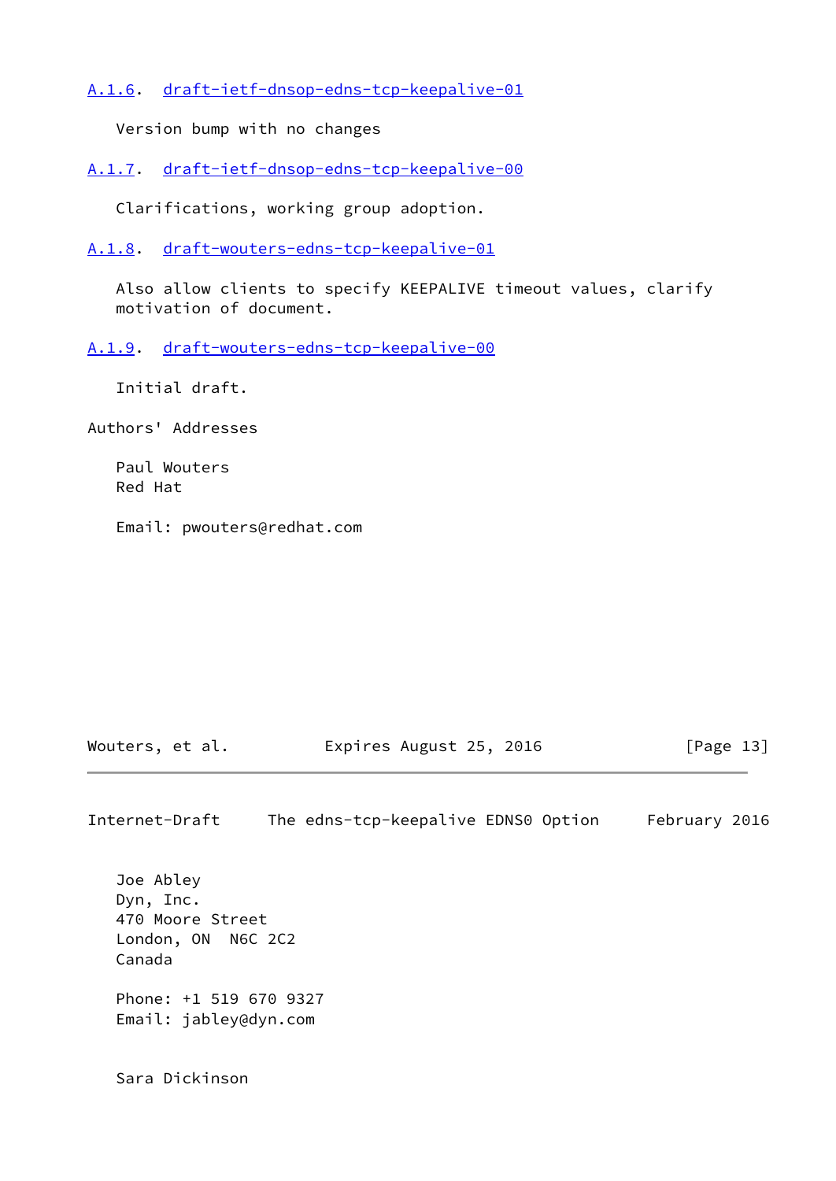### A.1.6. draft-ietf-dnsop-edns-tcp-keepalive-01

Version bump with no changes

### A.1.7. draft-ietf-dnsop-edns-tcp-keepalive-00

Clarifications, working group adoption.

### A.1.8. draft-wouters-edns-tcp-keepalive-01

Also allow clients to specify KEEPALIVE timeout values, clarify motivation of document.

### A.1.9. draft-wouters-edns-tcp-keepalive-00

Initial draft.

## Authors' Addresses

Paul Wouters
Red Hat

Email: pwouters@redhat.com

Joe Abley
Dyn, Inc.
470 Moore Street
London, ON  N6C 2C2
Canada

Phone: +1 519 670 9327
Email: jabley@dyn.com

Sara Dickinson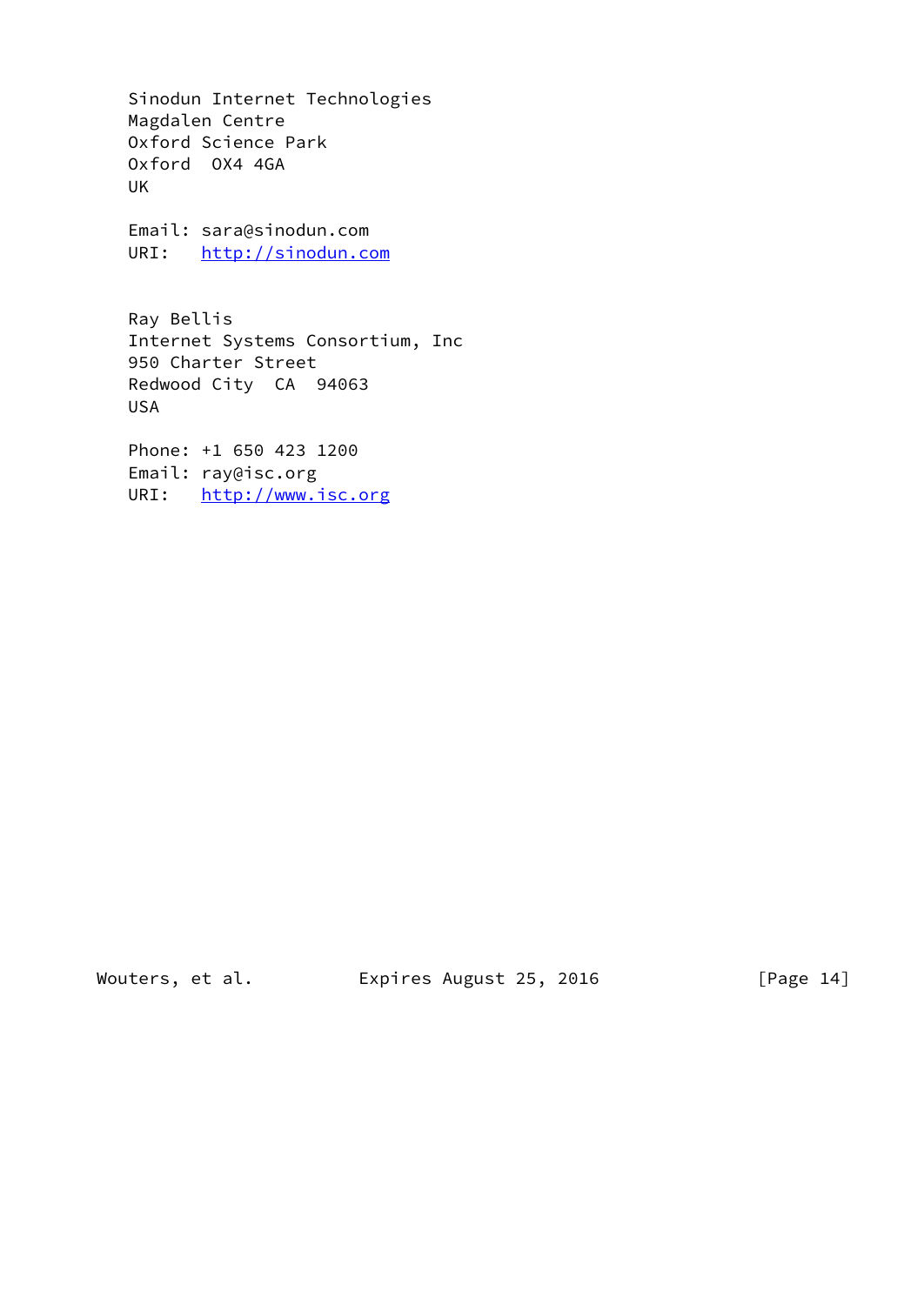Sinodun Internet Technologies
Magdalen Centre
Oxford Science Park
Oxford  OX4 4GA
UK

Email: sara@sinodun.com
URI:   http://sinodun.com

Ray Bellis
Internet Systems Consortium, Inc
950 Charter Street
Redwood City  CA  94063
USA

Phone: +1 650 423 1200
Email: ray@isc.org
URI:   http://www.isc.org